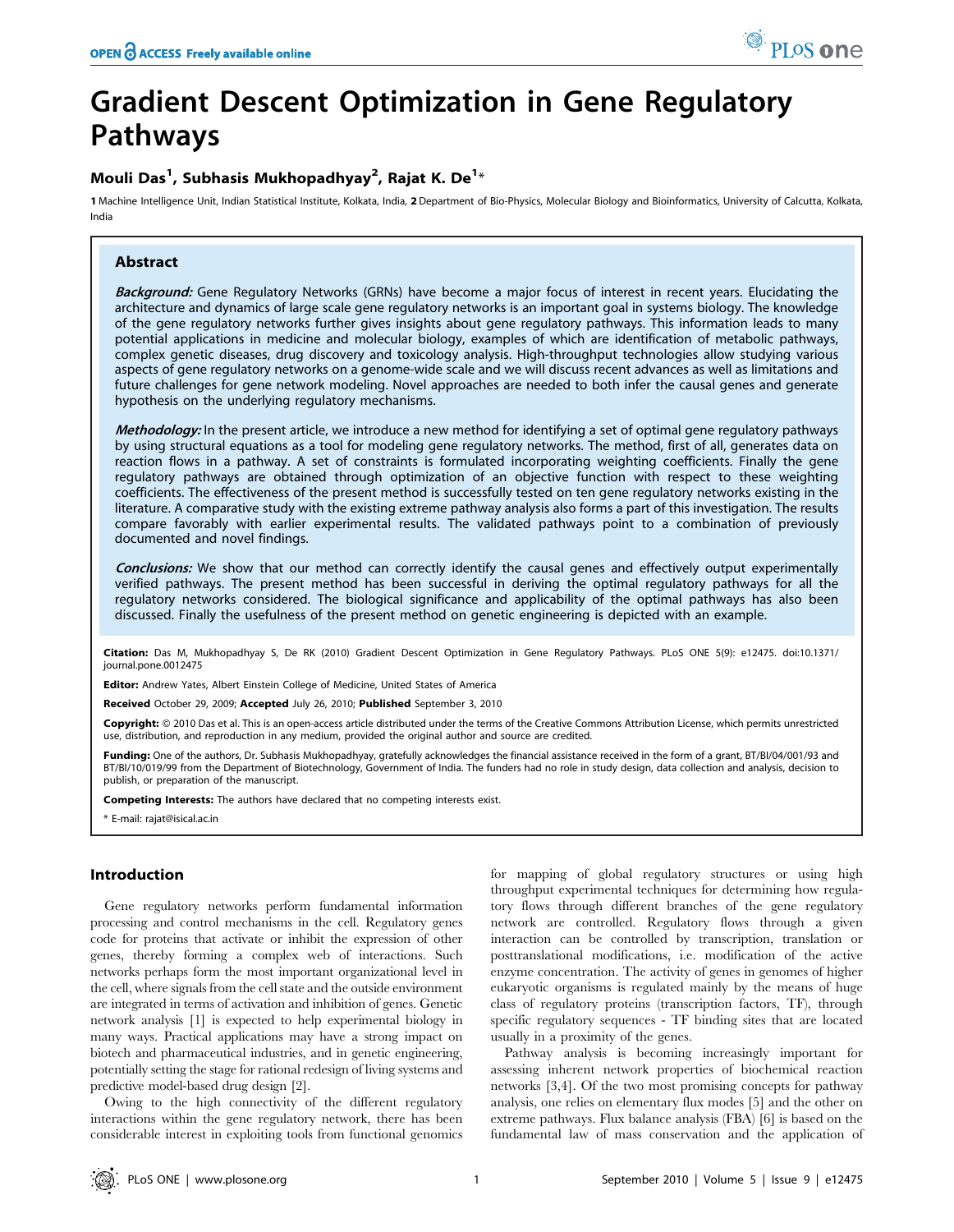# Gradient Descent Optimization in Gene Regulatory Pathways

**Mouli Das[1], Subhasis Mukhopadhyay[2], Rajat K. De[1]***

**1** Machine Intelligence Unit, Indian Statistical Institute, Kolkata, India, **2** Department of Bio-Physics, Molecular Biology and Bioinformatics, University of Calcutta, Kolkata, India

## Abstract

***Background:*** Gene Regulatory Networks (GRNs) have become a major focus of interest in recent years. Elucidating the architecture and dynamics of large scale gene regulatory networks is an important goal in systems biology. The knowledge of the gene regulatory networks further gives insights about gene regulatory pathways. This information leads to many potential applications in medicine and molecular biology, examples of which are identification of metabolic pathways, complex genetic diseases, drug discovery and toxicology analysis. High-throughput technologies allow studying various aspects of gene regulatory networks on a genome-wide scale and we will discuss recent advances as well as limitations and future challenges for gene network modeling. Novel approaches are needed to both infer the causal genes and generate hypothesis on the underlying regulatory mechanisms.

***Methodology:*** In the present article, we introduce a new method for identifying a set of optimal gene regulatory pathways by using structural equations as a tool for modeling gene regulatory networks. The method, first of all, generates data on reaction flows in a pathway. A set of constraints is formulated incorporating weighting coefficients. Finally the gene regulatory pathways are obtained through optimization of an objective function with respect to these weighting coefficients. The effectiveness of the present method is successfully tested on ten gene regulatory networks existing in the literature. A comparative study with the existing extreme pathway analysis also forms a part of this investigation. The results compare favorably with earlier experimental results. The validated pathways point to a combination of previously documented and novel findings.

***Conclusions:*** We show that our method can correctly identify the causal genes and effectively output experimentally verified pathways. The present method has been successful in deriving the optimal regulatory pathways for all the regulatory networks considered. The biological significance and applicability of the optimal pathways has also been discussed. Finally the usefulness of the present method on genetic engineering is depicted with an example.

**Citation:** Das M, Mukhopadhyay S, De RK (2010) Gradient Descent Optimization in Gene Regulatory Pathways. PLoS ONE 5(9): e12475. doi:10.1371/journal.pone.0012475

**Editor:** Andrew Yates, Albert Einstein College of Medicine, United States of America

**Received** October 29, 2009; **Accepted** July 26, 2010; **Published** September 3, 2010

**Copyright:** © 2010 Das et al. This is an open-access article distributed under the terms of the Creative Commons Attribution License, which permits unrestricted use, distribution, and reproduction in any medium, provided the original author and source are credited.

**Funding:** One of the authors, Dr. Subhasis Mukhopadhyay, gratefully acknowledges the financial assistance received in the form of a grant, BT/BI/04/001/93 and BT/BI/10/019/99 from the Department of Biotechnology, Government of India. The funders had no role in study design, data collection and analysis, decision to publish, or preparation of the manuscript.

**Competing Interests:** The authors have declared that no competing interests exist.

\* E-mail: rajat@isical.ac.in

## Introduction

Gene regulatory networks perform fundamental information processing and control mechanisms in the cell. Regulatory genes code for proteins that activate or inhibit the expression of other genes, thereby forming a complex web of interactions. Such networks perhaps form the most important organizational level in the cell, where signals from the cell state and the outside environment are integrated in terms of activation and inhibition of genes. Genetic network analysis [1] is expected to help experimental biology in many ways. Practical applications may have a strong impact on biotech and pharmaceutical industries, and in genetic engineering, potentially setting the stage for rational redesign of living systems and predictive model-based drug design [2].

Owing to the high connectivity of the different regulatory interactions within the gene regulatory network, there has been considerable interest in exploiting tools from functional genomics for mapping of global regulatory structures or using high throughput experimental techniques for determining how regulatory flows through different branches of the gene regulatory network are controlled. Regulatory flows through a given interaction can be controlled by transcription, translation or posttranslational modifications, i.e. modification of the active enzyme concentration. The activity of genes in genomes of higher eukaryotic organisms is regulated mainly by the means of huge class of regulatory proteins (transcription factors, TF), through specific regulatory sequences - TF binding sites that are located usually in a proximity of the genes.

Pathway analysis is becoming increasingly important for assessing inherent network properties of biochemical reaction networks [3,4]. Of the two most promising concepts for pathway analysis, one relies on elementary flux modes [5] and the other on extreme pathways. Flux balance analysis (FBA) [6] is based on the fundamental law of mass conservation and the application of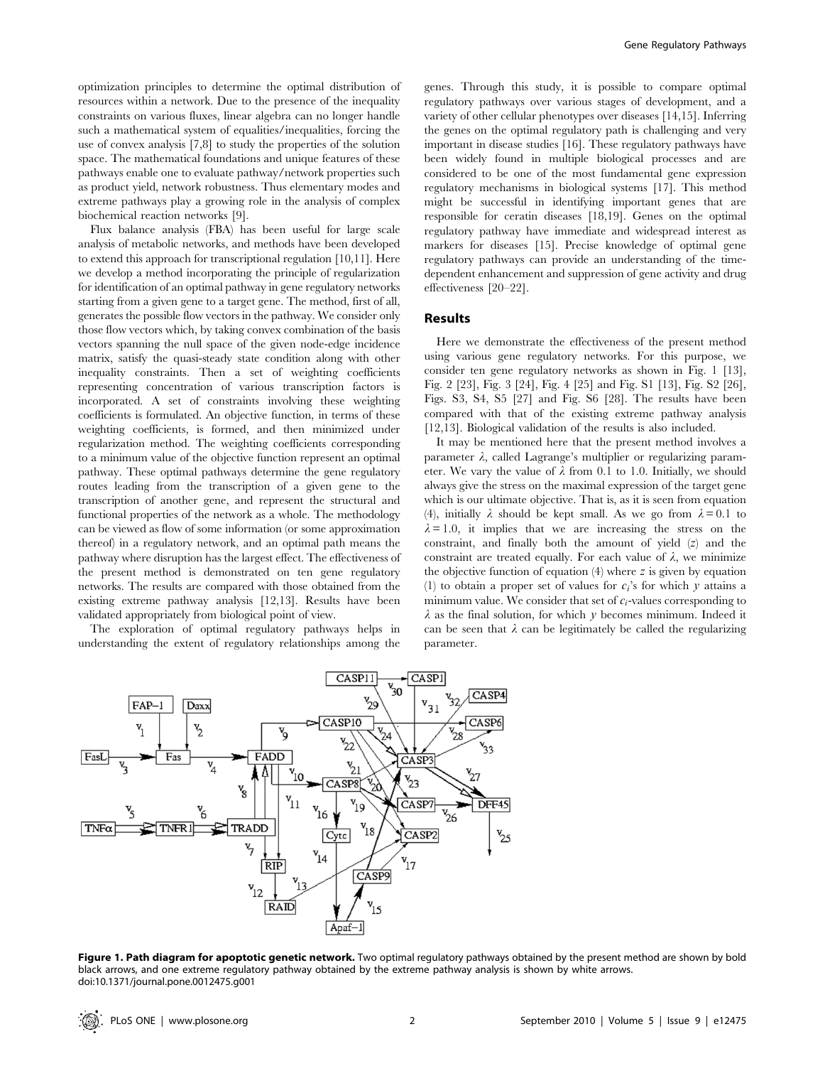optimization principles to determine the optimal distribution of resources within a network. Due to the presence of the inequality constraints on various fluxes, linear algebra can no longer handle such a mathematical system of equalities/inequalities, forcing the use of convex analysis [7,8] to study the properties of the solution space. The mathematical foundations and unique features of these pathways enable one to evaluate pathway/network properties such as product yield, network robustness. Thus elementary modes and extreme pathways play a growing role in the analysis of complex biochemical reaction networks [9].

Flux balance analysis (FBA) has been useful for large scale analysis of metabolic networks, and methods have been developed to extend this approach for transcriptional regulation [10,11]. Here we develop a method incorporating the principle of regularization for identification of an optimal pathway in gene regulatory networks starting from a given gene to a target gene. The method, first of all, generates the possible flow vectors in the pathway. We consider only those flow vectors which, by taking convex combination of the basis vectors spanning the null space of the given node-edge incidence matrix, satisfy the quasi-steady state condition along with other inequality constraints. Then a set of weighting coefficients representing concentration of various transcription factors is incorporated. A set of constraints involving these weighting coefficients is formulated. An objective function, in terms of these weighting coefficients, is formed, and then minimized under regularization method. The weighting coefficients corresponding to a minimum value of the objective function represent an optimal pathway. These optimal pathways determine the gene regulatory routes leading from the transcription of a given gene to the transcription of another gene, and represent the structural and functional properties of the network as a whole. The methodology can be viewed as flow of some information (or some approximation thereof) in a regulatory network, and an optimal path means the pathway where disruption has the largest effect. The effectiveness of the present method is demonstrated on ten gene regulatory networks. The results are compared with those obtained from the existing extreme pathway analysis [12,13]. Results have been validated appropriately from biological point of view.

The exploration of optimal regulatory pathways helps in understanding the extent of regulatory relationships among the genes. Through this study, it is possible to compare optimal regulatory pathways over various stages of development, and a variety of other cellular phenotypes over diseases [14,15]. Inferring the genes on the optimal regulatory path is challenging and very important in disease studies [16]. These regulatory pathways have been widely found in multiple biological processes and are considered to be one of the most fundamental gene expression regulatory mechanisms in biological systems [17]. This method might be successful in identifying important genes that are responsible for ceratin diseases [18,19]. Genes on the optimal regulatory pathway have immediate and widespread interest as markers for diseases [15]. Precise knowledge of optimal gene regulatory pathways can provide an understanding of the time-dependent enhancement and suppression of gene activity and drug effectiveness [20–22].

## Results

Here we demonstrate the effectiveness of the present method using various gene regulatory networks. For this purpose, we consider ten gene regulatory networks as shown in Fig. 1 [13], Fig. 2 [23], Fig. 3 [24], Fig. 4 [25] and Fig. S1 [13], Fig. S2 [26], Figs. S3, S4, S5 [27] and Fig. S6 [28]. The results have been compared with that of the existing extreme pathway analysis [12,13]. Biological validation of the results is also included.

It may be mentioned here that the present method involves a parameter $\lambda$, called Lagrange's multiplier or regularizing parameter. We vary the value of $\lambda$ from 0.1 to 1.0. Initially, we should always give the stress on the maximal expression of the target gene which is our ultimate objective. That is, as it is seen from equation (4), initially $\lambda$ should be kept small. As we go from $\lambda = 0.1$ to $\lambda = 1.0$, it implies that we are increasing the stress on the constraint, and finally both the amount of yield ($z$) and the constraint are treated equally. For each value of $\lambda$, we minimize the objective function of equation (4) where $z$ is given by equation (1) to obtain a proper set of values for $c_i$'s for which $y$ attains a minimum value. We consider that set of $c_i$-values corresponding to $\lambda$ as the final solution, for which $y$ becomes minimum. Indeed it can be seen that $\lambda$ can be legitimately be called the regularizing parameter.

CASP11 CASP1 CASP4 CASP6 FAP-1 Daxx CASP10 FasL Fas FADD CASP3 CASP8 CASP7 DFF45 TNFα TNFR1 TRADD Cytc CASP2 RIP CASP9 RAID Apaf-1
$v_1$ $v_2$ $v_3$ $v_4$ $v_5$ $v_6$ $v_7$ $v_8$ $v_9$ $v_{10}$ $v_{11}$ $v_{12}$ $v_{13}$ $v_{14}$ $v_{15}$ $v_{16}$ $v_{17}$ $v_{18}$ $v_{19}$ $v_{20}$ $v_{21}$ $v_{22}$ $v_{23}$ $v_{24}$ $v_{25}$ $v_{26}$ $v_{27}$ $v_{28}$ $v_{29}$ $v_{30}$ $v_{31}$ $v_{32}$ $v_{33}$

**Figure 1. Path diagram for apoptotic genetic network.** Two optimal regulatory pathways obtained by the present method are shown by bold black arrows, and one extreme regulatory pathway obtained by the extreme pathway analysis is shown by white arrows.
doi:10.1371/journal.pone.0012475.g001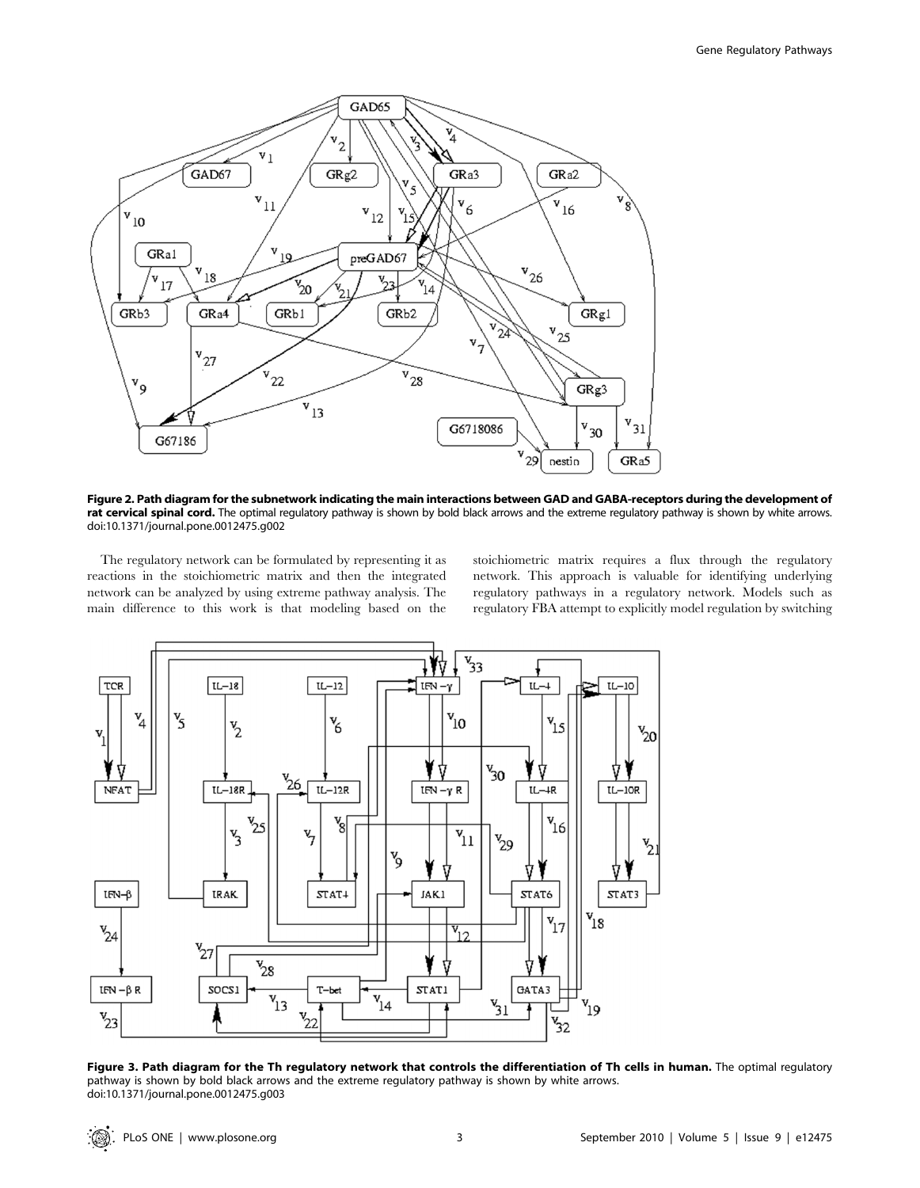**Figure 2. Path diagram for the subnetwork indicating the main interactions between GAD and GABA-receptors during the development of rat cervical spinal cord.** The optimal regulatory pathway is shown by bold black arrows and the extreme regulatory pathway is shown by white arrows.
doi:10.1371/journal.pone.0012475.g002

The regulatory network can be formulated by representing it as reactions in the stoichiometric matrix and then the integrated network can be analyzed by using extreme pathway analysis. The main difference to this work is that modeling based on the stoichiometric matrix requires a flux through the regulatory network. This approach is valuable for identifying underlying regulatory pathways in a regulatory network. Models such as regulatory FBA attempt to explicitly model regulation by switching

**Figure 3. Path diagram for the Th regulatory network that controls the differentiation of Th cells in human.** The optimal regulatory pathway is shown by bold black arrows and the extreme regulatory pathway is shown by white arrows.
doi:10.1371/journal.pone.0012475.g003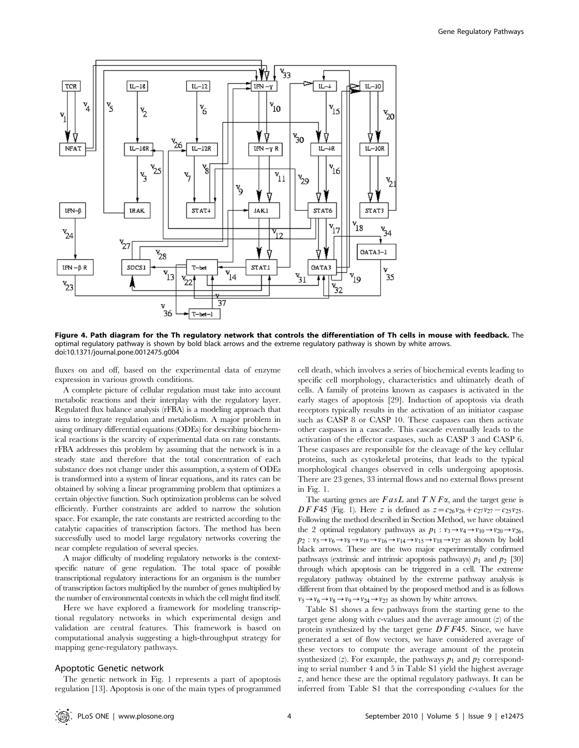TCR

IL−18

IL−12

IFN−γ

IL−4

IL−10

NFAT

IL−18R

IL−12R

IFN−γ R

IL−4R

IL−10R

IFN−β

IRAK

STAT4

JAK1

STAT6

STAT3

GATA3−1

IFN−β R

SOCS1

T−bet

STAT1

GATA3

T−bet−1

v1 v2 v3 v4 v5 v6 v7 v8 v9 v10 v11 v12 v13 v14 v15 v16 v17 v18 v19 v20 v21 v22 v23 v24 v25 v26 v27 v28 v29 v30 v31 v32 v33 v34 v35 v36 v37

**Figure 4. Path diagram for the Th regulatory network that controls the differentiation of Th cells in mouse with feedback.** The optimal regulatory pathway is shown by bold black arrows and the extreme regulatory pathway is shown by white arrows.
doi:10.1371/journal.pone.0012475.g004

fluxes on and off, based on the experimental data of enzyme expression in various growth conditions.

A complete picture of cellular regulation must take into account metabolic reactions and their interplay with the regulatory layer. Regulated flux balance analysis (rFBA) is a modeling approach that aims to integrate regulation and metabolism. A major problem in using ordinary differential equations (ODEs) for describing biochemical reactions is the scarcity of experimental data on rate constants. rFBA addresses this problem by assuming that the network is in a steady state and therefore that the total concentration of each substance does not change under this assumption, a system of ODEs is transformed into a system of linear equations, and its rates can be obtained by solving a linear programming problem that optimizes a certain objective function. Such optimization problems can be solved efficiently. Further constraints are added to narrow the solution space. For example, the rate constants are restricted according to the catalytic capacities of transcription factors. The method has been successfully used to model large regulatory networks covering the near complete regulation of several species.

A major difficulty of modeling regulatory networks is the context-specific nature of gene regulation. The total space of possible transcriptional regulatory interactions for an organism is the number of transcription factors multiplied by the number of genes multiplied by the number of environmental contexts in which the cell might find itself.

Here we have explored a framework for modeling transcriptional regulatory networks in which experimental design and validation are central features. This framework is based on computational analysis suggesting a high-throughput strategy for mapping gene-regulatory pathways.

## Apoptotic Genetic network

The genetic network in Fig. 1 represents a part of apoptosis regulation [13]. Apoptosis is one of the main types of programmed cell death, which involves a series of biochemical events leading to specific cell morphology, characteristics and ultimately death of cells. A family of proteins known as caspases is activated in the early stages of apoptosis [29]. Induction of apoptosis via death receptors typically results in the activation of an initiator caspase such as CASP 8 or CASP 10. These caspases can then activate other caspases in a cascade. This cascade eventually leads to the activation of the effector caspases, such as CASP 3 and CASP 6. These caspases are responsible for the cleavage of the key cellular proteins, such as cytoskeletal proteins, that leads to the typical morphological changes observed in cells undergoing apoptosis. There are 23 genes, 33 internal flows and no external flows present in Fig. 1.

The starting genes are $FasL$ and $TNF\alpha$, and the target gene is $DFF45$ (Fig. 1). Here $z$ is defined as $z = c_{26}v_{26} + c_{27}v_{27} - c_{25}v_{25}$. Following the method described in Section Method, we have obtained the 2 optimal regulatory pathways as $p_1 : v_3 \rightarrow v_4 \rightarrow v_{10} \rightarrow v_{20} \rightarrow v_{26}$, $p_2 : v_5 \rightarrow v_6 \rightarrow v_8 \rightarrow v_{10} \rightarrow v_{16} \rightarrow v_{14} \rightarrow v_{15} \rightarrow v_{18} \rightarrow v_{27}$ as shown by bold black arrows. These are the two major experimentally confirmed pathways (extrinsic and intrinsic apoptosis pathways) $p_1$ and $p_2$ [30] through which apoptosis can be triggered in a cell. The extreme regulatory pathway obtained by the extreme pathway analysis is different from that obtained by the proposed method and is as follows $v_5 \rightarrow v_6 \rightarrow v_8 \rightarrow v_9 \rightarrow v_{24} \rightarrow v_{27}$ as shown by white arrows.

Table S1 shows a few pathways from the starting gene to the target gene along with $c$-values and the average amount ($z$) of the protein synthesized by the target gene $DFF45$. Since, we have generated a set of flow vectors, we have considered average of these vectors to compute the average amount of the protein synthesized ($z$). For example, the pathways $p_1$ and $p_2$ corresponding to serial number 4 and 5 in Table S1 yield the highest average $z$, and hence these are the optimal regulatory pathways. It can be inferred from Table S1 that the corresponding $c$-values for the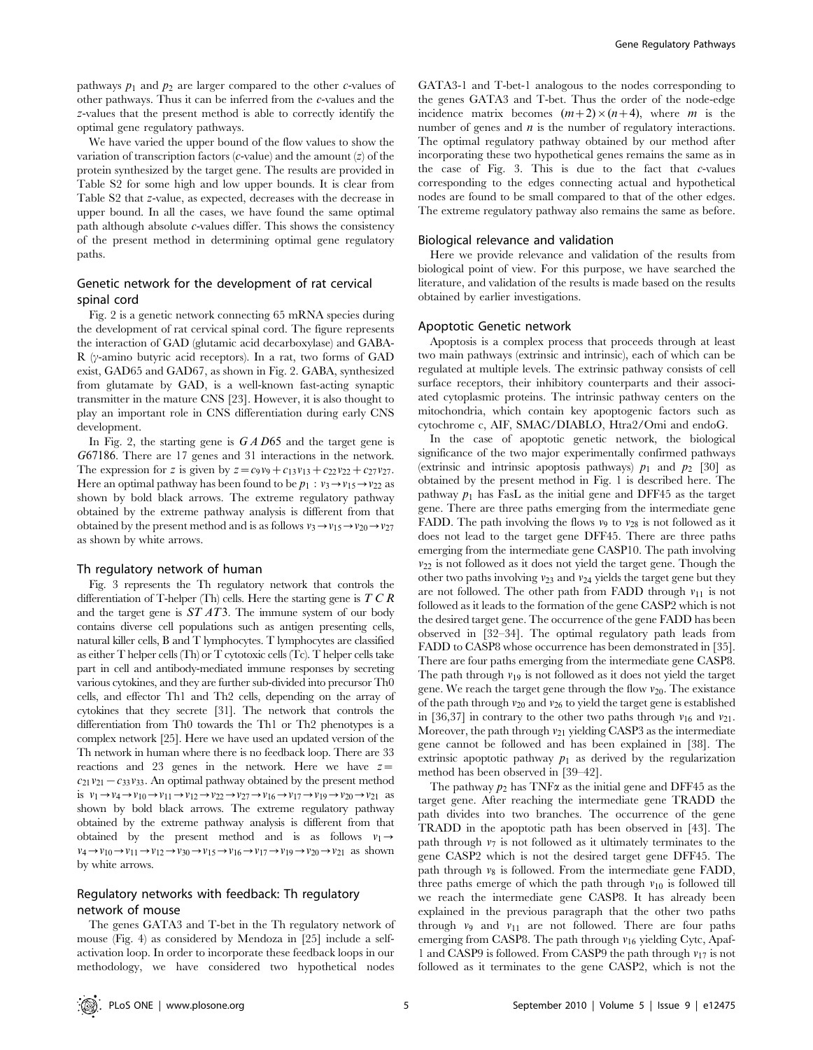pathways $p_1$ and $p_2$ are larger compared to the other $c$-values of other pathways. Thus it can be inferred from the $c$-values and the $z$-values that the present method is able to correctly identify the optimal gene regulatory pathways.

We have varied the upper bound of the flow values to show the variation of transcription factors ($c$-value) and the amount ($z$) of the protein synthesized by the target gene. The results are provided in Table S2 for some high and low upper bounds. It is clear from Table S2 that $z$-value, as expected, decreases with the decrease in upper bound. In all the cases, we have found the same optimal path although absolute $c$-values differ. This shows the consistency of the present method in determining optimal gene regulatory paths.

### Genetic network for the development of rat cervical spinal cord

Fig. 2 is a genetic network connecting 65 mRNA species during the development of rat cervical spinal cord. The figure represents the interaction of GAD (glutamic acid decarboxylase) and GABA-R ($\gamma$-amino butyric acid receptors). In a rat, two forms of GAD exist, GAD65 and GAD67, as shown in Fig. 2. GABA, synthesized from glutamate by GAD, is a well-known fast-acting synaptic transmitter in the mature CNS [23]. However, it is also thought to play an important role in CNS differentiation during early CNS development.

In Fig. 2, the starting gene is $GAD65$ and the target gene is $G67186$. There are 17 genes and 31 interactions in the network. The expression for $z$ is given by $z = c_9v_9 + c_{13}v_{13} + c_{22}v_{22} + c_{27}v_{27}$. Here an optimal pathway has been found to be $p_1 : v_3 \rightarrow v_{15} \rightarrow v_{22}$ as shown by bold black arrows. The extreme regulatory pathway obtained by the extreme pathway analysis is different from that obtained by the present method and is as follows $v_3 \rightarrow v_{15} \rightarrow v_{20} \rightarrow v_{27}$ as shown by white arrows.

### Th regulatory network of human

Fig. 3 represents the Th regulatory network that controls the differentiation of T-helper (Th) cells. Here the starting gene is $TCR$ and the target gene is $STAT3$. The immune system of our body contains diverse cell populations such as antigen presenting cells, natural killer cells, B and T lymphocytes. T lymphocytes are classified as either T helper cells (Th) or T cytotoxic cells (Tc). T helper cells take part in cell and antibody-mediated immune responses by secreting various cytokines, and they are further sub-divided into precursor Th0 cells, and effector Th1 and Th2 cells, depending on the array of cytokines that they secrete [31]. The network that controls the differentiation from Th0 towards the Th1 or Th2 phenotypes is a complex network [25]. Here we have used an updated version of the Th network in human where there is no feedback loop. There are 33 reactions and 23 genes in the network. Here we have $z = c_{21}v_{21} - c_{33}v_{33}$. An optimal pathway obtained by the present method is $v_1 \rightarrow v_4 \rightarrow v_{10} \rightarrow v_{11} \rightarrow v_{12} \rightarrow v_{22} \rightarrow v_{27} \rightarrow v_{16} \rightarrow v_{17} \rightarrow v_{19} \rightarrow v_{20} \rightarrow v_{21}$ as shown by bold black arrows. The extreme regulatory pathway obtained by the extreme pathway analysis is different from that obtained by the present method and is as follows $v_1 \rightarrow v_4 \rightarrow v_{10} \rightarrow v_{11} \rightarrow v_{12} \rightarrow v_{30} \rightarrow v_{15} \rightarrow v_{16} \rightarrow v_{17} \rightarrow v_{19} \rightarrow v_{20} \rightarrow v_{21}$ as shown by white arrows.

### Regulatory networks with feedback: Th regulatory network of mouse

The genes GATA3 and T-bet in the Th regulatory network of mouse (Fig. 4) as considered by Mendoza in [25] include a self-activation loop. In order to incorporate these feedback loops in our methodology, we have considered two hypothetical nodes GATA3-1 and T-bet-1 analogous to the nodes corresponding to the genes GATA3 and T-bet. Thus the order of the node-edge incidence matrix becomes $(m+2) \times (n+4)$, where $m$ is the number of genes and $n$ is the number of regulatory interactions. The optimal regulatory pathway obtained by our method after incorporating these two hypothetical genes remains the same as in the case of Fig. 3. This is due to the fact that $c$-values corresponding to the edges connecting actual and hypothetical nodes are found to be small compared to that of the other edges. The extreme regulatory pathway also remains the same as before.

## Biological relevance and validation

Here we provide relevance and validation of the results from biological point of view. For this purpose, we have searched the literature, and validation of the results is made based on the results obtained by earlier investigations.

### Apoptotic Genetic network

Apoptosis is a complex process that proceeds through at least two main pathways (extrinsic and intrinsic), each of which can be regulated at multiple levels. The extrinsic pathway consists of cell surface receptors, their inhibitory counterparts and their associated cytoplasmic proteins. The intrinsic pathway centers on the mitochondria, which contain key apoptogenic factors such as cytochrome c, AIF, SMAC/DIABLO, Htra2/Omi and endoG.

In the case of apoptotic genetic network, the biological significance of the two major experimentally confirmed pathways (extrinsic and intrinsic apoptosis pathways) $p_1$ and $p_2$ [30] as obtained by the present method in Fig. 1 is described here. The pathway $p_1$ has FasL as the initial gene and DFF45 as the target gene. There are three paths emerging from the intermediate gene FADD. The path involving the flows $v_9$ to $v_{28}$ is not followed as it does not lead to the target gene DFF45. There are three paths emerging from the intermediate gene CASP10. The path involving $v_{22}$ is not followed as it does not yield the target gene. Though the other two paths involving $v_{23}$ and $v_{24}$ yields the target gene but they are not followed. The other path from FADD through $v_{11}$ is not followed as it leads to the formation of the gene CASP2 which is not the desired target gene. The occurrence of the gene FADD has been observed in [32–34]. The optimal regulatory path leads from FADD to CASP8 whose occurrence has been demonstrated in [35]. There are four paths emerging from the intermediate gene CASP8. The path through $v_{19}$ is not followed as it does not yield the target gene. We reach the target gene through the flow $v_{20}$. The existance of the path through $v_{20}$ and $v_{26}$ to yield the target gene is established in [36,37] in contrary to the other two paths through $v_{16}$ and $v_{21}$. Moreover, the path through $v_{21}$ yielding CASP3 as the intermediate gene cannot be followed and has been explained in [38]. The extrinsic apoptotic pathway $p_1$ as derived by the regularization method has been observed in [39–42].

The pathway $p_2$ has TNF$\alpha$ as the initial gene and DFF45 as the target gene. After reaching the intermediate gene TRADD the path divides into two branches. The occurrence of the gene TRADD in the apoptotic path has been observed in [43]. The path through $v_7$ is not followed as it ultimately terminates to the gene CASP2 which is not the desired target gene DFF45. The path through $v_8$ is followed. From the intermediate gene FADD, three paths emerge of which the path through $v_{10}$ is followed till we reach the intermediate gene CASP8. It has already been explained in the previous paragraph that the other two paths through $v_9$ and $v_{11}$ are not followed. There are four paths emerging from CASP8. The path through $v_{16}$ yielding Cytc, Apaf-1 and CASP9 is followed. From CASP9 the path through $v_{17}$ is not followed as it terminates to the gene CASP2, which is not the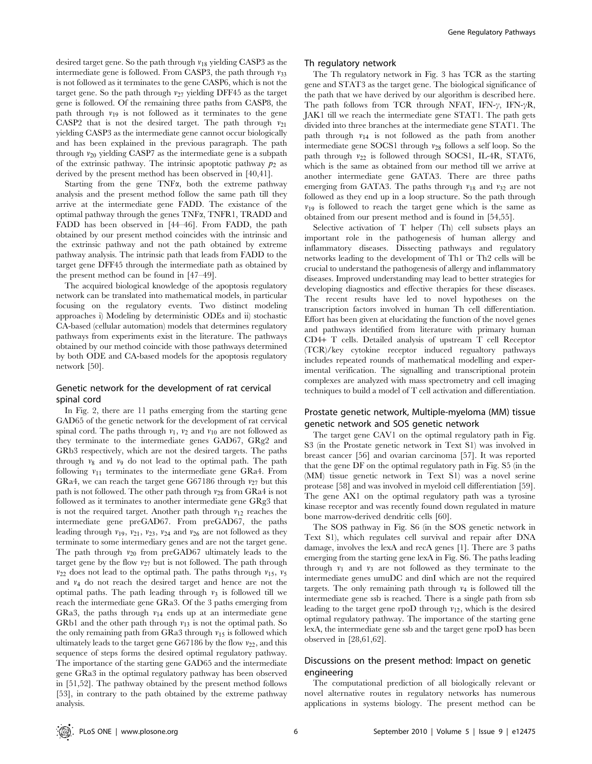desired target gene. So the path through $v_{18}$ yielding CASP3 as the intermediate gene is followed. From CASP3, the path through $v_{33}$ is not followed as it terminates to the gene CASP6, which is not the target gene. So the path through $v_{27}$ yielding DFF45 as the target gene is followed. Of the remaining three paths from CASP8, the path through $v_{19}$ is not followed as it terminates to the gene CASP2 that is not the desired target. The path through $v_{21}$ yielding CASP3 as the intermediate gene cannot occur biologically and has been explained in the previous paragraph. The path through $v_{20}$ yielding CASP7 as the intermediate gene is a subpath of the extrinsic pathway. The intrinsic apoptotic pathway $p_2$ as derived by the present method has been observed in [40,41].

Starting from the gene TNFα, both the extreme pathway analysis and the present method follow the same path till they arrive at the intermediate gene FADD. The existance of the optimal pathway through the genes TNFα, TNFR1, TRADD and FADD has been observed in [44–46]. From FADD, the path obtained by our present method coincides with the intrinsic and the extrinsic pathway and not the path obtained by extreme pathway analysis. The intrinsic path that leads from FADD to the target gene DFF45 through the intermediate path as obtained by the present method can be found in [47–49].

The acquired biological knowledge of the apoptosis regulatory network can be translated into mathematical models, in particular focusing on the regulatory events. Two distinct modeling approaches i) Modeling by deterministic ODEs and ii) stochastic CA-based (cellular automation) models that determines regulatory pathways from experiments exist in the literature. The pathways obtained by our method coincide with those pathways determined by both ODE and CA-based models for the apoptosis regulatory network [50].

### Genetic network for the development of rat cervical spinal cord

In Fig. 2, there are 11 paths emerging from the starting gene GAD65 of the genetic network for the development of rat cervical spinal cord. The paths through $v_1$, $v_2$ and $v_{10}$ are not followed as they terminate to the intermediate genes GAD67, GRg2 and GRb3 respectively, which are not the desired targets. The paths through $v_8$ and $v_9$ do not lead to the optimal path. The path following $v_{11}$ terminates to the intermediate gene GRa4. From GRa4, we can reach the target gene G67186 through $v_{27}$ but this path is not followed. The other path through $v_{28}$ from GRa4 is not followed as it terminates to another intermediate gene GRg3 that is not the required target. Another path through $v_{12}$ reaches the intermediate gene preGAD67. From preGAD67, the paths leading through $v_{19}$, $v_{21}$, $v_{23}$, $v_{24}$ and $v_{26}$ are not followed as they terminate to some intermediary genes and are not the target gene. The path through $v_{20}$ from preGAD67 ultimately leads to the target gene by the flow $v_{27}$ but is not followed. The path through $v_{22}$ does not lead to the optimal path. The paths through $v_{15}$, $v_5$ and $v_4$ do not reach the desired target and hence are not the optimal paths. The path leading through $v_3$ is followed till we reach the intermediate gene GRa3. Of the 3 paths emerging from GRa3, the paths through $v_{14}$ ends up at an intermediate gene GRb1 and the other path through $v_{13}$ is not the optimal path. So the only remaining path from GRa3 through $v_{15}$ is followed which ultimately leads to the target gene G67186 by the flow $v_{22}$, and this sequence of steps forms the desired optimal regulatory pathway. The importance of the starting gene GAD65 and the intermediate gene GRa3 in the optimal regulatory pathway has been observed in [51,52]. The pathway obtained by the present method follows [53], in contrary to the path obtained by the extreme pathway analysis.

### Th regulatory network

The Th regulatory network in Fig. 3 has TCR as the starting gene and STAT3 as the target gene. The biological significance of the path that we have derived by our algorithm is described here. The path follows from TCR through NFAT, IFN-γ, IFN-γR, JAK1 till we reach the intermediate gene STAT1. The path gets divided into three branches at the intermediate gene STAT1. The path through $v_{14}$ is not followed as the path from another intermediate gene SOCS1 through $v_{28}$ follows a self loop. So the path through $v_{22}$ is followed through SOCS1, IL-4R, STAT6, which is the same as obtained from our method till we arrive at another intermediate gene GATA3. There are three paths emerging from GATA3. The paths through $v_{18}$ and $v_{32}$ are not followed as they end up in a loop structure. So the path through $v_{19}$ is followed to reach the target gene which is the same as obtained from our present method and is found in [54,55].

Selective activation of T helper (Th) cell subsets plays an important role in the pathogenesis of human allergy and inflammatory diseases. Dissecting pathways and regulatory networks leading to the development of Th1 or Th2 cells will be crucial to understand the pathogenesis of allergy and inflammatory diseases. Improved understanding may lead to better strategies for developing diagnostics and effective therapies for these diseases. The recent results have led to novel hypotheses on the transcription factors involved in human Th cell differentiation. Effort has been given at elucidating the function of the novel genes and pathways identified from literature with primary human CD4+ T cells. Detailed analysis of upstream T cell Receptor (TCR)/key cytokine receptor induced regualtory pathways includes repeated rounds of mathematical modelling and experimental verification. The signalling and transcriptional protein complexes are analyzed with mass spectrometry and cell imaging techniques to build a model of T cell activation and differentiation.

### Prostate genetic network, Multiple-myeloma (MM) tissue genetic network and SOS genetic network

The target gene CAV1 on the optimal regulatory path in Fig. S3 (in the Prostate genetic network in Text S1) was involved in breast cancer [56] and ovarian carcinoma [57]. It was reported that the gene DF on the optimal regulatory path in Fig. S5 (in the (MM) tissue genetic network in Text S1) was a novel serine protease [58] and was involved in myeloid cell differentiation [59]. The gene AX1 on the optimal regulatory path was a tyrosine kinase receptor and was recently found down regulated in mature bone marrow-derived dendritic cells [60].

The SOS pathway in Fig. S6 (in the SOS genetic network in Text S1), which regulates cell survival and repair after DNA damage, involves the lexA and recA genes [1]. There are 3 paths emerging from the starting gene lexA in Fig. S6. The paths leading through $v_1$ and $v_3$ are not followed as they terminate to the intermediate genes umuDC and dinI which are not the required targets. The only remaining path through $v_4$ is followed till the intermediate gene ssb is reached. There is a single path from ssb leading to the target gene rpoD through $v_{12}$, which is the desired optimal regulatory pathway. The importance of the starting gene lexA, the intermediate gene ssb and the target gene rpoD has been observed in [28,61,62].

### Discussions on the present method: Impact on genetic engineering

The computational prediction of all biologically relevant or novel alternative routes in regulatory networks has numerous applications in systems biology. The present method can be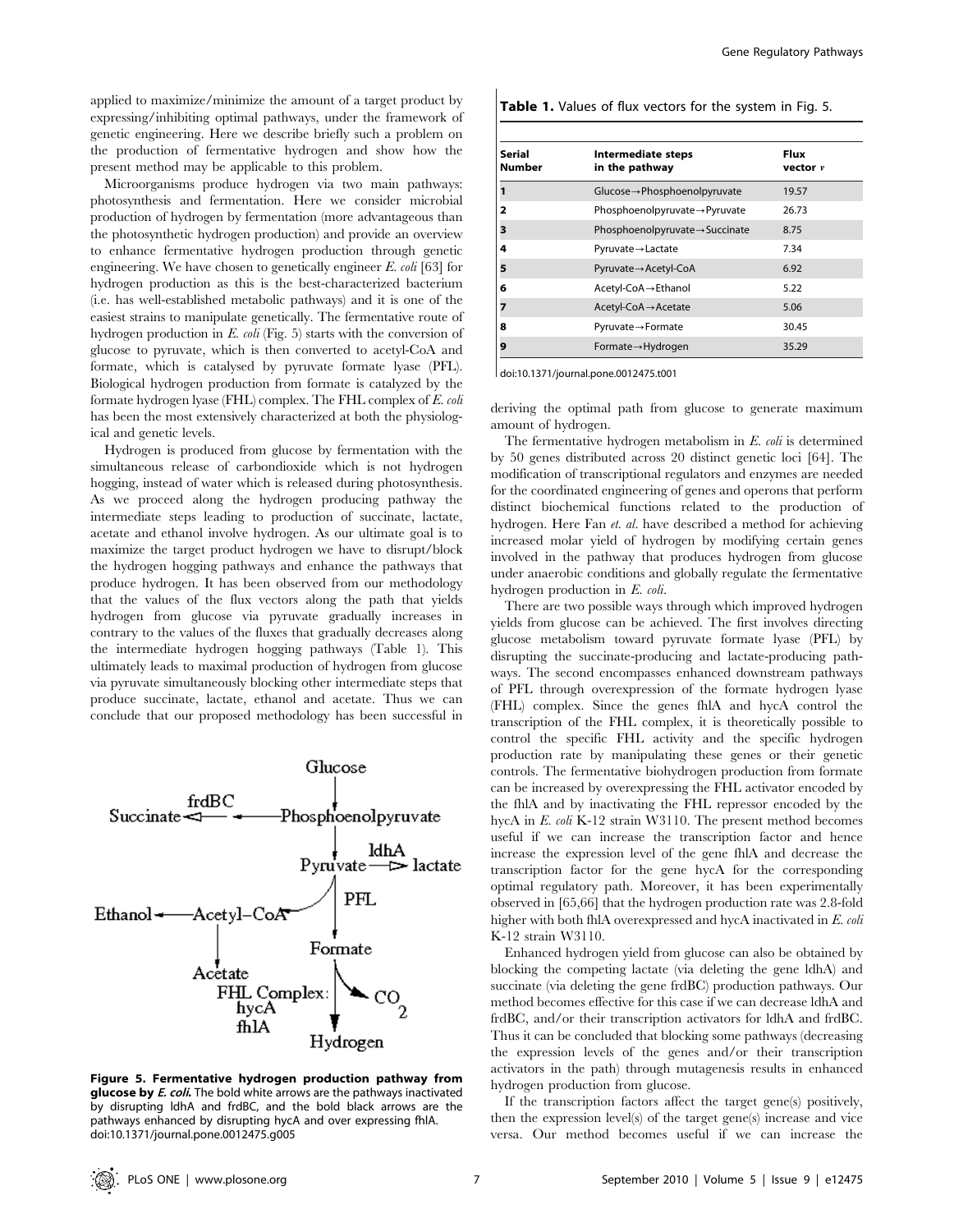applied to maximize/minimize the amount of a target product by expressing/inhibiting optimal pathways, under the framework of genetic engineering. Here we describe briefly such a problem on the production of fermentative hydrogen and show how the present method may be applicable to this problem.

Microorganisms produce hydrogen via two main pathways: photosynthesis and fermentation. Here we consider microbial production of hydrogen by fermentation (more advantageous than the photosynthetic hydrogen production) and provide an overview to enhance fermentative hydrogen production through genetic engineering. We have chosen to genetically engineer *E. coli* [63] for hydrogen production as this is the best-characterized bacterium (i.e. has well-established metabolic pathways) and it is one of the easiest strains to manipulate genetically. The fermentative route of hydrogen production in *E. coli* (Fig. 5) starts with the conversion of glucose to pyruvate, which is then converted to acetyl-CoA and formate, which is catalysed by pyruvate formate lyase (PFL). Biological hydrogen production from formate is catalyzed by the formate hydrogen lyase (FHL) complex. The FHL complex of *E. coli* has been the most extensively characterized at both the physiological and genetic levels.

Hydrogen is produced from glucose by fermentation with the simultaneous release of carbondioxide which is not hydrogen hogging, instead of water which is released during photosynthesis. As we proceed along the hydrogen producing pathway the intermediate steps leading to production of succinate, lactate, acetate and ethanol involve hydrogen. As our ultimate goal is to maximize the target product hydrogen we have to disrupt/block the hydrogen hogging pathways and enhance the pathways that produce hydrogen. It has been observed from our methodology that the values of the flux vectors along the path that yields hydrogen from glucose via pyruvate gradually increases in contrary to the values of the fluxes that gradually decreases along the intermediate hydrogen hogging pathways (Table 1). This ultimately leads to maximal production of hydrogen from glucose via pyruvate simultaneously blocking other intermediate steps that produce succinate, lactate, ethanol and acetate. Thus we can conclude that our proposed methodology has been successful in deriving the optimal path from glucose to generate maximum amount of hydrogen.

Glucose
frdBC
Succinate
Phosphoenolpyruvate
ldhA
Pyruvate
lactate
PFL
Ethanol
Acetyl-CoA
Formate
Acetate
FHL Complex:
hycA
fhlA
$CO_2$
Hydrogen

**Figure 5. Fermentative hydrogen production pathway from glucose by *E. coli*.** The bold white arrows are the pathways inactivated by disrupting ldhA and frdBC, and the bold black arrows are the pathways enhanced by disrupting hycA and over expressing fhlA.
doi:10.1371/journal.pone.0012475.g005

**Table 1.** Values of flux vectors for the system in Fig. 5.

| Serial Number | Intermediate steps in the pathway | Flux vector *v* |
|---|---|---|
| 1 | Glucose→Phosphoenolpyruvate | 19.57 |
| 2 | Phosphoenolpyruvate→Pyruvate | 26.73 |
| 3 | Phosphoenolpyruvate→Succinate | 8.75 |
| 4 | Pyruvate→Lactate | 7.34 |
| 5 | Pyruvate→Acetyl-CoA | 6.92 |
| 6 | Acetyl-CoA→Ethanol | 5.22 |
| 7 | Acetyl-CoA→Acetate | 5.06 |
| 8 | Pyruvate→Formate | 30.45 |
| 9 | Formate→Hydrogen | 35.29 |

doi:10.1371/journal.pone.0012475.t001

The fermentative hydrogen metabolism in *E. coli* is determined by 50 genes distributed across 20 distinct genetic loci [64]. The modification of transcriptional regulators and enzymes are needed for the coordinated engineering of genes and operons that perform distinct biochemical functions related to the production of hydrogen. Here Fan *et. al.* have described a method for achieving increased molar yield of hydrogen by modifying certain genes involved in the pathway that produces hydrogen from glucose under anaerobic conditions and globally regulate the fermentative hydrogen production in *E. coli*.

There are two possible ways through which improved hydrogen yields from glucose can be achieved. The first involves directing glucose metabolism toward pyruvate formate lyase (PFL) by disrupting the succinate-producing and lactate-producing pathways. The second encompasses enhanced downstream pathways of PFL through overexpression of the formate hydrogen lyase (FHL) complex. Since the genes fhlA and hycA control the transcription of the FHL complex, it is theoretically possible to control the specific FHL activity and the specific hydrogen production rate by manipulating these genes or their genetic controls. The fermentative biohydrogen production from formate can be increased by overexpressing the FHL activator encoded by the fhlA and by inactivating the FHL repressor encoded by the hycA in *E. coli* K-12 strain W3110. The present method becomes useful if we can increase the transcription factor and hence increase the expression level of the gene fhlA and decrease the transcription factor for the gene hycA for the corresponding optimal regulatory path. Moreover, it has been experimentally observed in [65,66] that the hydrogen production rate was 2.8-fold higher with both fhlA overexpressed and hycA inactivated in *E. coli* K-12 strain W3110.

Enhanced hydrogen yield from glucose can also be obtained by blocking the competing lactate (via deleting the gene ldhA) and succinate (via deleting the gene frdBC) production pathways. Our method becomes effective for this case if we can decrease ldhA and frdBC, and/or their transcription activators for ldhA and frdBC. Thus it can be concluded that blocking some pathways (decreasing the expression levels of the genes and/or their transcription activators in the path) through mutagenesis results in enhanced hydrogen production from glucose.

If the transcription factors affect the target gene(s) positively, then the expression level(s) of the target gene(s) increase and vice versa. Our method becomes useful if we can increase the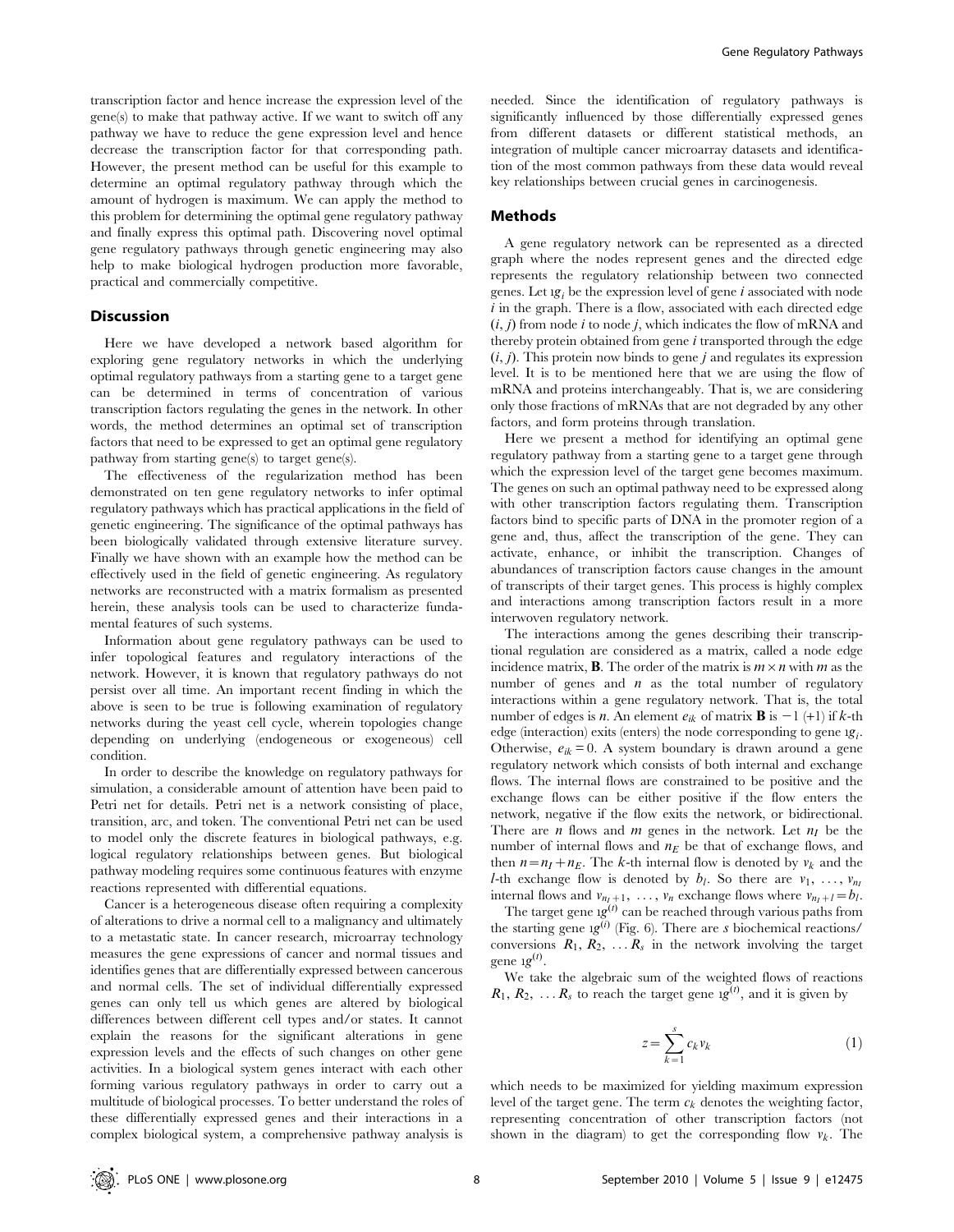transcription factor and hence increase the expression level of the gene(s) to make that pathway active. If we want to switch off any pathway we have to reduce the gene expression level and hence decrease the transcription factor for that corresponding path. However, the present method can be useful for this example to determine an optimal regulatory pathway through which the amount of hydrogen is maximum. We can apply the method to this problem for determining the optimal gene regulatory pathway and finally express this optimal path. Discovering novel optimal gene regulatory pathways through genetic engineering may also help to make biological hydrogen production more favorable, practical and commercially competitive.

## Discussion

Here we have developed a network based algorithm for exploring gene regulatory networks in which the underlying optimal regulatory pathways from a starting gene to a target gene can be determined in terms of concentration of various transcription factors regulating the genes in the network. In other words, the method determines an optimal set of transcription factors that need to be expressed to get an optimal gene regulatory pathway from starting gene(s) to target gene(s).

The effectiveness of the regularization method has been demonstrated on ten gene regulatory networks to infer optimal regulatory pathways which has practical applications in the field of genetic engineering. The significance of the optimal pathways has been biologically validated through extensive literature survey. Finally we have shown with an example how the method can be effectively used in the field of genetic engineering. As regulatory networks are reconstructed with a matrix formalism as presented herein, these analysis tools can be used to characterize fundamental features of such systems.

Information about gene regulatory pathways can be used to infer topological features and regulatory interactions of the network. However, it is known that regulatory pathways do not persist over all time. An important recent finding in which the above is seen to be true is following examination of regulatory networks during the yeast cell cycle, wherein topologies change depending on underlying (endogeneous or exogeneous) cell condition.

In order to describe the knowledge on regulatory pathways for simulation, a considerable amount of attention have been paid to Petri net for details. Petri net is a network consisting of place, transition, arc, and token. The conventional Petri net can be used to model only the discrete features in biological pathways, e.g. logical regulatory relationships between genes. But biological pathway modeling requires some continuous features with enzyme reactions represented with differential equations.

Cancer is a heterogeneous disease often requiring a complexity of alterations to drive a normal cell to a malignancy and ultimately to a metastatic state. In cancer research, microarray technology measures the gene expressions of cancer and normal tissues and identifies genes that are differentially expressed between cancerous and normal cells. The set of individual differentially expressed genes can only tell us which genes are altered by biological differences between different cell types and/or states. It cannot explain the reasons for the significant alterations in gene expression levels and the effects of such changes on other gene activities. In a biological system genes interact with each other forming various regulatory pathways in order to carry out a multitude of biological processes. To better understand the roles of these differentially expressed genes and their interactions in a complex biological system, a comprehensive pathway analysis is needed. Since the identification of regulatory pathways is significantly influenced by those differentially expressed genes from different datasets or different statistical methods, an integration of multiple cancer microarray datasets and identification of the most common pathways from these data would reveal key relationships between crucial genes in carcinogenesis.

## Methods

A gene regulatory network can be represented as a directed graph where the nodes represent genes and the directed edge represents the regulatory relationship between two connected genes. Let $\imath g_i$ be the expression level of gene $i$ associated with node $i$ in the graph. There is a flow, associated with each directed edge $(i, j)$ from node $i$ to node $j$, which indicates the flow of mRNA and thereby protein obtained from gene $i$ transported through the edge $(i, j)$. This protein now binds to gene $j$ and regulates its expression level. It is to be mentioned here that we are using the flow of mRNA and proteins interchangeably. That is, we are considering only those fractions of mRNAs that are not degraded by any other factors, and form proteins through translation.

Here we present a method for identifying an optimal gene regulatory pathway from a starting gene to a target gene through which the expression level of the target gene becomes maximum. The genes on such an optimal pathway need to be expressed along with other transcription factors regulating them. Transcription factors bind to specific parts of DNA in the promoter region of a gene and, thus, affect the transcription of the gene. They can activate, enhance, or inhibit the transcription. Changes of abundances of transcription factors cause changes in the amount of transcripts of their target genes. This process is highly complex and interactions among transcription factors result in a more interwoven regulatory network.

The interactions among the genes describing their transcriptional regulation are considered as a matrix, called a node edge incidence matrix, $\mathbf{B}$. The order of the matrix is $m \times n$ with $m$ as the number of genes and $n$ as the total number of regulatory interactions within a gene regulatory network. That is, the total number of edges is $n$. An element $e_{ik}$ of matrix $\mathbf{B}$ is $-1$ $(+1)$ if $k$-th edge (interaction) exits (enters) the node corresponding to gene $\imath g_i$. Otherwise, $e_{ik} = 0$. A system boundary is drawn around a gene regulatory network which consists of both internal and exchange flows. The internal flows are constrained to be positive and the exchange flows can be either positive if the flow enters the network, negative if the flow exits the network, or bidirectional. There are $n$ flows and $m$ genes in the network. Let $n_I$ be the number of internal flows and $n_E$ be that of exchange flows, and then $n = n_I + n_E$. The $k$-th internal flow is denoted by $v_k$ and the $l$-th exchange flow is denoted by $b_l$. So there are $v_1, \ldots, v_{n_I}$ internal flows and $v_{n_I+1}, \ldots, v_n$ exchange flows where $v_{n_I+l} = b_l$.

The target gene $\imath g^{(t)}$ can be reached through various paths from the starting gene $\imath g^{(i)}$ (Fig. 6). There are $s$ biochemical reactions/conversions $R_1, R_2, \ldots R_s$ in the network involving the target gene $\imath g^{(t)}$.

We take the algebraic sum of the weighted flows of reactions $R_1, R_2, \ldots R_s$ to reach the target gene $\imath g^{(t)}$, and it is given by

$$z = \sum_{k=1}^{s} c_k v_k \tag{1}$$

which needs to be maximized for yielding maximum expression level of the target gene. The term $c_k$ denotes the weighting factor, representing concentration of other transcription factors (not shown in the diagram) to get the corresponding flow $v_k$. The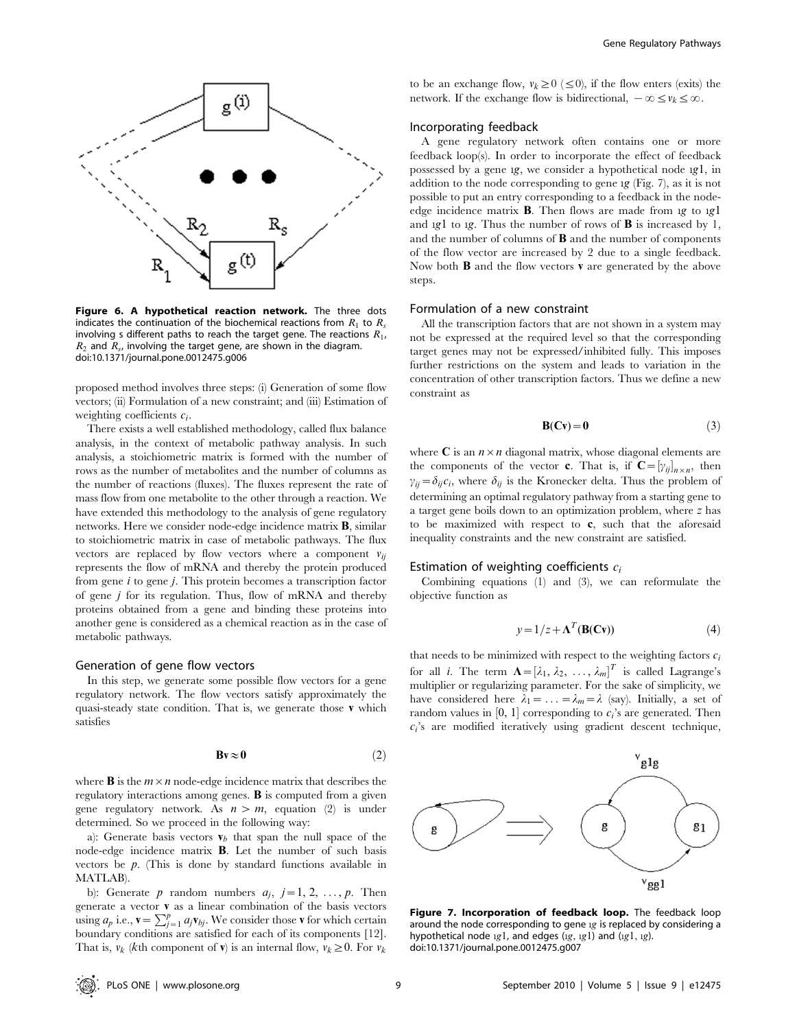**Figure 6. A hypothetical reaction network.** The three dots indicates the continuation of the biochemical reactions from $R_1$ to $R_s$ involving s different paths to reach the target gene. The reactions $R_1$, $R_2$ and $R_s$, involving the target gene, are shown in the diagram. doi:10.1371/journal.pone.0012475.g006

proposed method involves three steps: (i) Generation of some flow vectors; (ii) Formulation of a new constraint; and (iii) Estimation of weighting coefficients $c_i$.

There exists a well established methodology, called flux balance analysis, in the context of metabolic pathway analysis. In such analysis, a stoichiometric matrix is formed with the number of rows as the number of metabolites and the number of columns as the number of reactions (fluxes). The fluxes represent the rate of mass flow from one metabolite to the other through a reaction. We have extended this methodology to the analysis of gene regulatory networks. Here we consider node-edge incidence matrix **B**, similar to stoichiometric matrix in case of metabolic pathways. The flux vectors are replaced by flow vectors where a component $v_{ij}$ represents the flow of mRNA and thereby the protein produced from gene $i$ to gene $j$. This protein becomes a transcription factor of gene $j$ for its regulation. Thus, flow of mRNA and thereby proteins obtained from a gene and binding these proteins into another gene is considered as a chemical reaction as in the case of metabolic pathways.

### Generation of gene flow vectors

In this step, we generate some possible flow vectors for a gene regulatory network. The flow vectors satisfy approximately the quasi-steady state condition. That is, we generate those **v** which satisfies

$$\mathbf{Bv} \approx \mathbf{0} \tag{2}$$

where **B** is the $m \times n$ node-edge incidence matrix that describes the regulatory interactions among genes. **B** is computed from a given gene regulatory network. As $n > m$, equation (2) is under determined. So we proceed in the following way:

a): Generate basis vectors $\mathbf{v}_b$ that span the null space of the node-edge incidence matrix **B**. Let the number of such basis vectors be $p$. (This is done by standard functions available in MATLAB).

b): Generate $p$ random numbers $a_j$, $j = 1, 2, \ldots, p$. Then generate a vector **v** as a linear combination of the basis vectors using $a_p$ i.e., $\mathbf{v} = \sum_{j=1}^{p} a_j \mathbf{v}_{bj}$. We consider those **v** for which certain boundary conditions are satisfied for each of its components [12]. That is, $v_k$ ($k$th component of **v**) is an internal flow, $v_k \geq 0$. For $v_k$ to be an exchange flow, $v_k \geq 0$ ($\leq 0$), if the flow enters (exits) the network. If the exchange flow is bidirectional, $-\infty \leq v_k \leq \infty$.

### Incorporating feedback

A gene regulatory network often contains one or more feedback loop(s). In order to incorporate the effect of feedback possessed by a gene $\imath g$, we consider a hypothetical node $\imath g1$, in addition to the node corresponding to gene $\imath g$ (Fig. 7), as it is not possible to put an entry corresponding to a feedback in the node-edge incidence matrix **B**. Then flows are made from $\imath g$ to $\imath g1$ and $\imath g1$ to $\imath g$. Thus the number of rows of **B** is increased by 1, and the number of columns of **B** and the number of components of the flow vector are increased by 2 due to a single feedback. Now both **B** and the flow vectors **v** are generated by the above steps.

### Formulation of a new constraint

All the transcription factors that are not shown in a system may not be expressed at the required level so that the corresponding target genes may not be expressed/inhibited fully. This imposes further restrictions on the system and leads to variation in the concentration of other transcription factors. Thus we define a new constraint as

$$\mathbf{B}(\mathbf{Cv}) = \mathbf{0} \tag{3}$$

where **C** is an $n \times n$ diagonal matrix, whose diagonal elements are the components of the vector **c**. That is, if $\mathbf{C} = [\gamma_{ij}]_{n \times n}$, then $\gamma_{ij} = \delta_{ij} c_i$, where $\delta_{ij}$ is the Kronecker delta. Thus the problem of determining an optimal regulatory pathway from a starting gene to a target gene boils down to an optimization problem, where $z$ has to be maximized with respect to **c**, such that the aforesaid inequality constraints and the new constraint are satisfied.

### Estimation of weighting coefficients $c_i$

Combining equations (1) and (3), we can reformulate the objective function as

$$y = 1/z + \mathbf{\Lambda}^T(\mathbf{B}(\mathbf{Cv})) \tag{4}$$

that needs to be minimized with respect to the weighting factors $c_i$ for all $i$. The term $\mathbf{\Lambda} = [\lambda_1, \lambda_2, \ldots, \lambda_m]^T$ is called Lagrange's multiplier or regularizing parameter. For the sake of simplicity, we have considered here $\lambda_1 = \ldots = \lambda_m = \lambda$ (say). Initially, a set of random values in [0, 1] corresponding to $c_i$'s are generated. Then $c_i$'s are modified iteratively using gradient descent technique,

**Figure 7. Incorporation of feedback loop.** The feedback loop around the node corresponding to gene $\imath g$ is replaced by considering a hypothetical node $\imath g1$, and edges ($\imath g$, $\imath g1$) and ($\imath g1$, $\imath g$). doi:10.1371/journal.pone.0012475.g007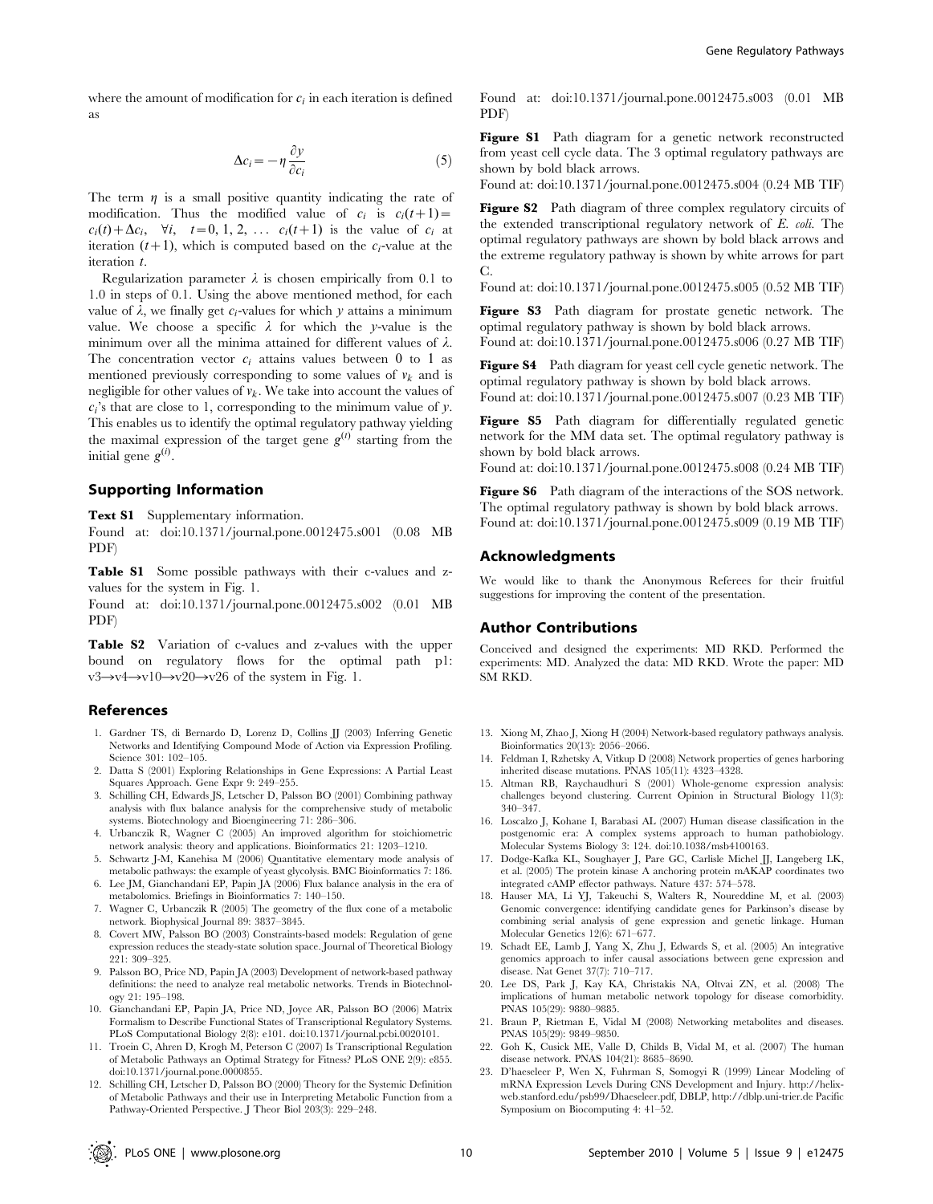where the amount of modification for $c_i$ in each iteration is defined as

$$\Delta c_i = -\eta \frac{\partial y}{\partial c_i} \tag{5}$$

The term $\eta$ is a small positive quantity indicating the rate of modification. Thus the modified value of $c_i$ is $c_i(t+1) = c_i(t) + \Delta c_i, \quad \forall i, \quad t = 0, 1, 2, \ldots$ $c_i(t+1)$ is the value of $c_i$ at iteration $(t+1)$, which is computed based on the $c_i$-value at the iteration $t$.

Regularization parameter $\lambda$ is chosen empirically from 0.1 to 1.0 in steps of 0.1. Using the above mentioned method, for each value of $\lambda$, we finally get $c_i$-values for which $y$ attains a minimum value. We choose a specific $\lambda$ for which the $y$-value is the minimum over all the minima attained for different values of $\lambda$. The concentration vector $c_i$ attains values between 0 to 1 as mentioned previously corresponding to some values of $v_k$ and is negligible for other values of $v_k$. We take into account the values of $c_i$'s that are close to 1, corresponding to the minimum value of $y$. This enables us to identify the optimal regulatory pathway yielding the maximal expression of the target gene $g^{(t)}$ starting from the initial gene $g^{(i)}$.

## Supporting Information

**Text S1** Supplementary information.
Found at: doi:10.1371/journal.pone.0012475.s001 (0.08 MB PDF)

**Table S1** Some possible pathways with their c-values and z-values for the system in Fig. 1.
Found at: doi:10.1371/journal.pone.0012475.s002 (0.01 MB PDF)

**Table S2** Variation of c-values and z-values with the upper bound on regulatory flows for the optimal path p1: v3→v4→v10→v20→v26 of the system in Fig. 1.
Found at: doi:10.1371/journal.pone.0012475.s003 (0.01 MB PDF)

**Figure S1** Path diagram for a genetic network reconstructed from yeast cell cycle data. The 3 optimal regulatory pathways are shown by bold black arrows.
Found at: doi:10.1371/journal.pone.0012475.s004 (0.24 MB TIF)

**Figure S2** Path diagram of three complex regulatory circuits of the extended transcriptional regulatory network of *E. coli*. The optimal regulatory pathways are shown by bold black arrows and the extreme regulatory pathway is shown by white arrows for part C.
Found at: doi:10.1371/journal.pone.0012475.s005 (0.52 MB TIF)

**Figure S3** Path diagram for prostate genetic network. The optimal regulatory pathway is shown by bold black arrows.
Found at: doi:10.1371/journal.pone.0012475.s006 (0.27 MB TIF)

**Figure S4** Path diagram for yeast cell cycle genetic network. The optimal regulatory pathway is shown by bold black arrows.
Found at: doi:10.1371/journal.pone.0012475.s007 (0.23 MB TIF)

**Figure S5** Path diagram for differentially regulated genetic network for the MM data set. The optimal regulatory pathway is shown by bold black arrows.
Found at: doi:10.1371/journal.pone.0012475.s008 (0.24 MB TIF)

**Figure S6** Path diagram of the interactions of the SOS network. The optimal regulatory pathway is shown by bold black arrows.
Found at: doi:10.1371/journal.pone.0012475.s009 (0.19 MB TIF)

## Acknowledgments

We would like to thank the Anonymous Referees for their fruitful suggestions for improving the content of the presentation.

## Author Contributions

Conceived and designed the experiments: MD RKD. Performed the experiments: MD. Analyzed the data: MD RKD. Wrote the paper: MD SM RKD.

## References

1. Gardner TS, di Bernardo D, Lorenz D, Collins JJ (2003) Inferring Genetic Networks and Identifying Compound Mode of Action via Expression Profiling. Science 301: 102–105.
2. Datta S (2001) Exploring Relationships in Gene Expressions: A Partial Least Squares Approach. Gene Expr 9: 249–255.
3. Schilling CH, Edwards JS, Letscher D, Palsson BO (2001) Combining pathway analysis with flux balance analysis for the comprehensive study of metabolic systems. Biotechnology and Bioengineering 71: 286–306.
4. Urbanczik R, Wagner C (2005) An improved algorithm for stoichiometric network analysis: theory and applications. Bioinformatics 21: 1203–1210.
5. Schwartz J-M, Kanehisa M (2006) Quantitative elementary mode analysis of metabolic pathways: the example of yeast glycolysis. BMC Bioinformatics 7: 186.
6. Lee JM, Gianchandani EP, Papin JA (2006) Flux balance analysis in the era of metabolomics. Briefings in Bioinformatics 7: 140–150.
7. Wagner C, Urbanczik R (2005) The geometry of the flux cone of a metabolic network. Biophysical Journal 89: 3837–3845.
8. Covert MW, Palsson BO (2003) Constraints-based models: Regulation of gene expression reduces the steady-state solution space. Journal of Theoretical Biology 221: 309–325.
9. Palsson BO, Price ND, Papin JA (2003) Development of network-based pathway definitions: the need to analyze real metabolic networks. Trends in Biotechnology 21: 195–198.
10. Gianchandani EP, Papin JA, Price ND, Joyce AR, Palsson BO (2006) Matrix Formalism to Describe Functional States of Transcriptional Regulatory Systems. PLoS Computational Biology 2(8): e101. doi:10.1371/journal.pcbi.0020101.
11. Troein C, Ahren D, Krogh M, Peterson C (2007) Is Transcriptional Regulation of Metabolic Pathways an Optimal Strategy for Fitness? PLoS ONE 2(9): e855. doi:10.1371/journal.pone.0000855.
12. Schilling CH, Letscher D, Palsson BO (2000) Theory for the Systemic Definition of Metabolic Pathways and their use in Interpreting Metabolic Function from a Pathway-Oriented Perspective. J Theor Biol 203(3): 229–248.
13. Xiong M, Zhao J, Xiong H (2004) Network-based regulatory pathways analysis. Bioinformatics 20(13): 2056–2066.
14. Feldman I, Rzhetsky A, Vitkup D (2008) Network properties of genes harboring inherited disease mutations. PNAS 105(11): 4323–4328.
15. Altman RB, Raychaudhuri S (2001) Whole-genome expression analysis: challenges beyond clustering. Current Opinion in Structural Biology 11(3): 340–347.
16. Loscalzo J, Kohane I, Barabasi AL (2007) Human disease classification in the postgenomic era: A complex systems approach to human pathobiology. Molecular Systems Biology 3: 124. doi:10.1038/msb4100163.
17. Dodge-Kafka KL, Soughayer J, Pare GC, Carlisle Michel JJ, Langeberg LK, et al. (2005) The protein kinase A anchoring protein mAKAP coordinates two integrated cAMP effector pathways. Nature 437: 574–578.
18. Hauser MA, Li YJ, Takeuchi S, Walters R, Noureddine M, et al. (2003) Genomic convergence: identifying candidate genes for Parkinson's disease by combining serial analysis of gene expression and genetic linkage. Human Molecular Genetics 12(6): 671–677.
19. Schadt EE, Lamb J, Yang X, Zhu J, Edwards S, et al. (2005) An integrative genomics approach to infer causal associations between gene expression and disease. Nat Genet 37(7): 710–717.
20. Lee DS, Park J, Kay KA, Christakis NA, Oltvai ZN, et al. (2008) The implications of human metabolic network topology for disease comorbidity. PNAS 105(29): 9880–9885.
21. Braun P, Rietman E, Vidal M (2008) Networking metabolites and diseases. PNAS 105(29): 9849–9850.
22. Goh K, Cusick ME, Valle D, Childs B, Vidal M, et al. (2007) The human disease network. PNAS 104(21): 8685–8690.
23. D'haeseleer P, Wen X, Fuhrman S, Somogyi R (1999) Linear Modeling of mRNA Expression Levels During CNS Development and Injury. http://helix-web.stanford.edu/psb99/Dhaeseleer.pdf, DBLP, http://dblp.uni-trier.de Pacific Symposium on Biocomputing 4: 41–52.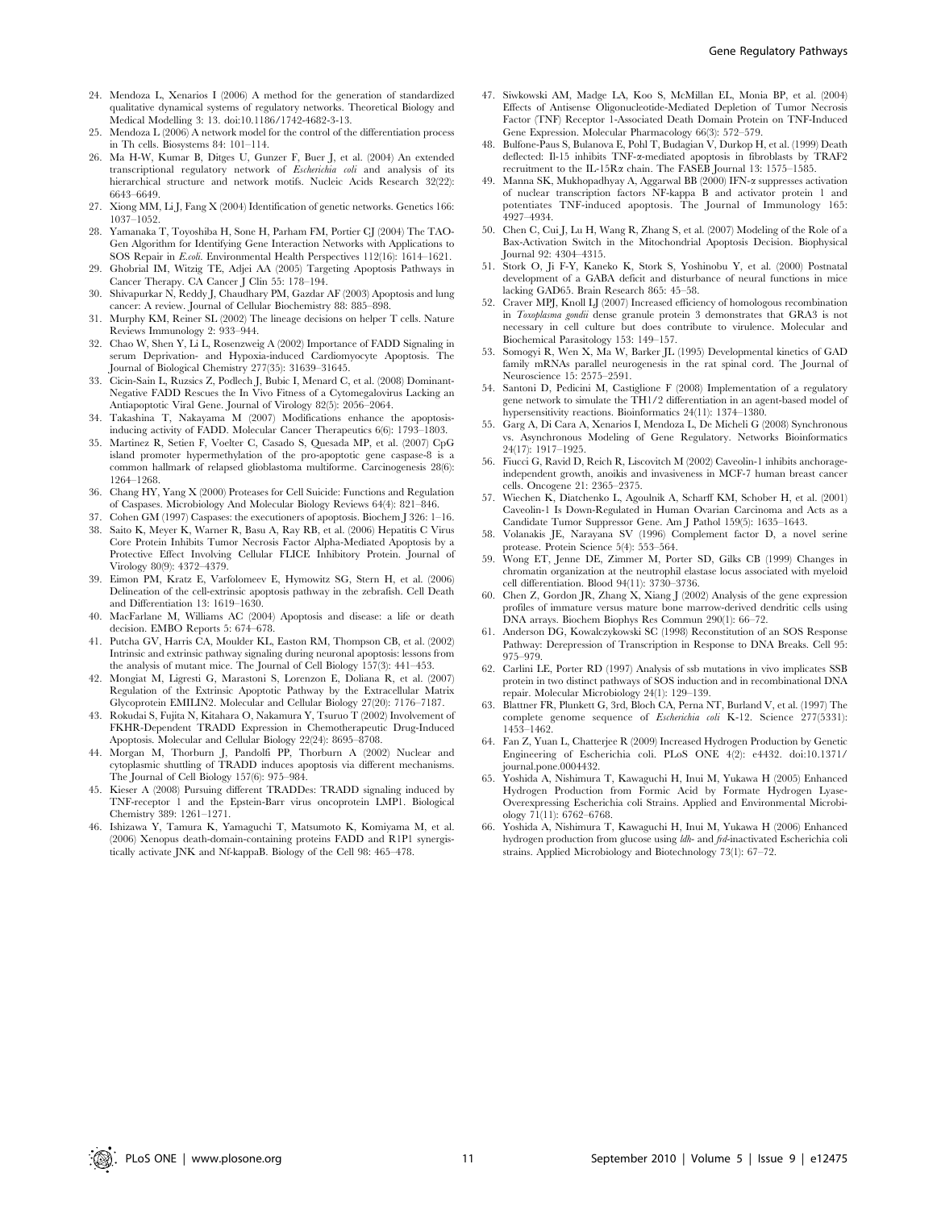24. Mendoza L, Xenarios I (2006) A method for the generation of standardized qualitative dynamical systems of regulatory networks. Theoretical Biology and Medical Modelling 3: 13. doi:10.1186/1742-4682-3-13.
25. Mendoza L (2006) A network model for the control of the differentiation process in Th cells. Biosystems 84: 101–114.
26. Ma H-W, Kumar B, Ditges U, Gunzer F, Buer J, et al. (2004) An extended transcriptional regulatory network of *Escherichia coli* and analysis of its hierarchical structure and network motifs. Nucleic Acids Research 32(22): 6643–6649.
27. Xiong MM, Li J, Fang X (2004) Identification of genetic networks. Genetics 166: 1037–1052.
28. Yamanaka T, Toyoshiba H, Sone H, Parham FM, Portier CJ (2004) The TAO-Gen Algorithm for Identifying Gene Interaction Networks with Applications to SOS Repair in *E.coli*. Environmental Health Perspectives 112(16): 1614–1621.
29. Ghobrial IM, Witzig TE, Adjei AA (2005) Targeting Apoptosis Pathways in Cancer Therapy. CA Cancer J Clin 55: 178–194.
30. Shivapurkar N, Reddy J, Chaudhary PM, Gazdar AF (2003) Apoptosis and lung cancer: A review. Journal of Cellular Biochemistry 88: 885–898.
31. Murphy KM, Reiner SL (2002) The lineage decisions on helper T cells. Nature Reviews Immunology 2: 933–944.
32. Chao W, Shen Y, Li L, Rosenzweig A (2002) Importance of FADD Signaling in serum Deprivation- and Hypoxia-induced Cardiomyocyte Apoptosis. The Journal of Biological Chemistry 277(35): 31639–31645.
33. Cicin-Sain L, Ruzsics Z, Podlech J, Bubic I, Menard C, et al. (2008) Dominant-Negative FADD Rescues the In Vivo Fitness of a Cytomegalovirus Lacking an Antiapoptotic Viral Gene. Journal of Virology 82(5): 2056–2064.
34. Takashina T, Nakayama M (2007) Modifications enhance the apoptosis-inducing activity of FADD. Molecular Cancer Therapeutics 6(6): 1793–1803.
35. Martinez R, Setien F, Voelter C, Casado S, Quesada MP, et al. (2007) CpG island promoter hypermethylation of the pro-apoptotic gene caspase-8 is a common hallmark of relapsed glioblastoma multiforme. Carcinogenesis 28(6): 1264–1268.
36. Chang HY, Yang X (2000) Proteases for Cell Suicide: Functions and Regulation of Caspases. Microbiology And Molecular Biology Reviews 64(4): 821–846.
37. Cohen GM (1997) Caspases: the executioners of apoptosis. Biochem J 326: 1–16.
38. Saito K, Meyer K, Warner R, Basu A, Ray RB, et al. (2006) Hepatitis C Virus Core Protein Inhibits Tumor Necrosis Factor Alpha-Mediated Apoptosis by a Protective Effect Involving Cellular FLICE Inhibitory Protein. Journal of Virology 80(9): 4372–4379.
39. Eimon PM, Kratz E, Varfolomeev E, Hymowitz SG, Stern H, et al. (2006) Delineation of the cell-extrinsic apoptosis pathway in the zebrafish. Cell Death and Differentiation 13: 1619–1630.
40. MacFarlane M, Williams AC (2004) Apoptosis and disease: a life or death decision. EMBO Reports 5: 674–678.
41. Putcha GV, Harris CA, Moulder KL, Easton RM, Thompson CB, et al. (2002) Intrinsic and extrinsic pathway signaling during neuronal apoptosis: lessons from the analysis of mutant mice. The Journal of Cell Biology 157(3): 441–453.
42. Mongiat M, Ligresti G, Marastoni S, Lorenzon E, Doliana R, et al. (2007) Regulation of the Extrinsic Apoptotic Pathway by the Extracellular Matrix Glycoprotein EMILIN2. Molecular and Cellular Biology 27(20): 7176–7187.
43. Rokudai S, Fujita N, Kitahara O, Nakamura Y, Tsuruo T (2002) Involvement of FKHR-Dependent TRADD Expression in Chemotherapeutic Drug-Induced Apoptosis. Molecular and Cellular Biology 22(24): 8695–8708.
44. Morgan M, Thorburn J, Pandolfi PP, Thorburn A (2002) Nuclear and cytoplasmic shuttling of TRADD induces apoptosis via different mechanisms. The Journal of Cell Biology 157(6): 975–984.
45. Kieser A (2008) Pursuing different TRADDes: TRADD signaling induced by TNF-receptor 1 and the Epstein-Barr virus oncoprotein LMP1. Biological Chemistry 389: 1261–1271.
46. Ishizawa Y, Tamura K, Yamaguchi T, Matsumoto K, Komiyama M, et al. (2006) Xenopus death-domain-containing proteins FADD and RIP1 synergistically activate JNK and Nf-kappaB. Biology of the Cell 98: 465–478.
47. Siwkowski AM, Madge LA, Koo S, McMillan EL, Monia BP, et al. (2004) Effects of Antisense Oligonucleotide-Mediated Depletion of Tumor Necrosis Factor (TNF) Receptor 1-Associated Death Domain Protein on TNF-Induced Gene Expression. Molecular Pharmacology 66(3): 572–579.
48. Bulfone-Paus S, Bulanova E, Pohl T, Budagian V, Durkop H, et al. (1999) Death deflected: Il-15 inhibits TNF-α-mediated apoptosis in fibroblasts by TRAF2 recruitment to the IL-15Rα chain. The FASEB Journal 13: 1575–1585.
49. Manna SK, Mukhopadhyay A, Aggarwal BB (2000) IFN-α suppresses activation of nuclear transcription factors NF-kappa B and activator protein 1 and potentiates TNF-induced apoptosis. The Journal of Immunology 165: 4927–4934.
50. Chen C, Cui J, Lu H, Wang R, Zhang S, et al. (2007) Modeling of the Role of a Bax-Activation Switch in the Mitochondrial Apoptosis Decision. Biophysical Journal 92: 4304–4315.
51. Stork O, Ji F-Y, Kaneko K, Stork S, Yoshinobu Y, et al. (2000) Postnatal development of a GABA deficit and disturbance of neural functions in mice lacking GAD65. Brain Research 865: 45–58.
52. Craver MPJ, Knoll LJ (2007) Increased efficiency of homologous recombination in *Toxoplasma gondii* dense granule protein 3 demonstrates that GRA3 is not necessary in cell culture but does contribute to virulence. Molecular and Biochemical Parasitology 153: 149–157.
53. Somogyi R, Wen X, Ma W, Barker JL (1995) Developmental kinetics of GAD family mRNAs parallel neurogenesis in the rat spinal cord. The Journal of Neuroscience 15: 2575–2591.
54. Santoni D, Pedicini M, Castiglione F (2008) Implementation of a regulatory gene network to simulate the TH1/2 differentiation in an agent-based model of hypersensitivity reactions. Bioinformatics 24(11): 1374–1380.
55. Garg A, Di Cara A, Xenarios I, Mendoza L, De Micheli G (2008) Synchronous vs. Asynchronous Modeling of Gene Regulatory. Networks Bioinformatics 24(17): 1917–1925.
56. Fiucci G, Ravid D, Reich R, Liscovitch M (2002) Caveolin-1 inhibits anchorage-independent growth, anoikis and invasiveness in MCF-7 human breast cancer cells. Oncogene 21: 2365–2375.
57. Wiechen K, Diatchenko L, Agoulnik A, Scharff KM, Schober H, et al. (2001) Caveolin-1 Is Down-Regulated in Human Ovarian Carcinoma and Acts as a Candidate Tumor Suppressor Gene. Am J Pathol 159(5): 1635–1643.
58. Volanakis JE, Narayana SV (1996) Complement factor D, a novel serine protease. Protein Science 5(4): 553–564.
59. Wong ET, Jenne DE, Zimmer M, Porter SD, Gilks CB (1999) Changes in chromatin organization at the neutrophil elastase locus associated with myeloid cell differentiation. Blood 94(11): 3730–3736.
60. Chen Z, Gordon JR, Zhang X, Xiang J (2002) Analysis of the gene expression profiles of immature versus mature bone marrow-derived dendritic cells using DNA arrays. Biochem Biophys Res Commun 290(1): 66–72.
61. Anderson DG, Kowalczykowski SC (1998) Reconstitution of an SOS Response Pathway: Derepression of Transcription in Response to DNA Breaks. Cell 95: 975–979.
62. Carlini LE, Porter RD (1997) Analysis of ssb mutations in vivo implicates SSB protein in two distinct pathways of SOS induction and in recombinational DNA repair. Molecular Microbiology 24(1): 129–139.
63. Blattner FR, Plunkett G, 3rd, Bloch CA, Perna NT, Burland V, et al. (1997) The complete genome sequence of *Escherichia coli* K-12. Science 277(5331): 1453–1462.
64. Fan Z, Yuan L, Chatterjee R (2009) Increased Hydrogen Production by Genetic Engineering of Escherichia coli. PLoS ONE 4(2): e4432. doi:10.1371/journal.pone.0004432.
65. Yoshida A, Nishimura T, Kawaguchi H, Inui M, Yukawa H (2005) Enhanced Hydrogen Production from Formic Acid by Formate Hydrogen Lyase-Overexpressing Escherichia coli Strains. Applied and Environmental Microbiology 71(11): 6762–6768.
66. Yoshida A, Nishimura T, Kawaguchi H, Inui M, Yukawa H (2006) Enhanced hydrogen production from glucose using *ldh*- and *frd*-inactivated Escherichia coli strains. Applied Microbiology and Biotechnology 73(1): 67–72.